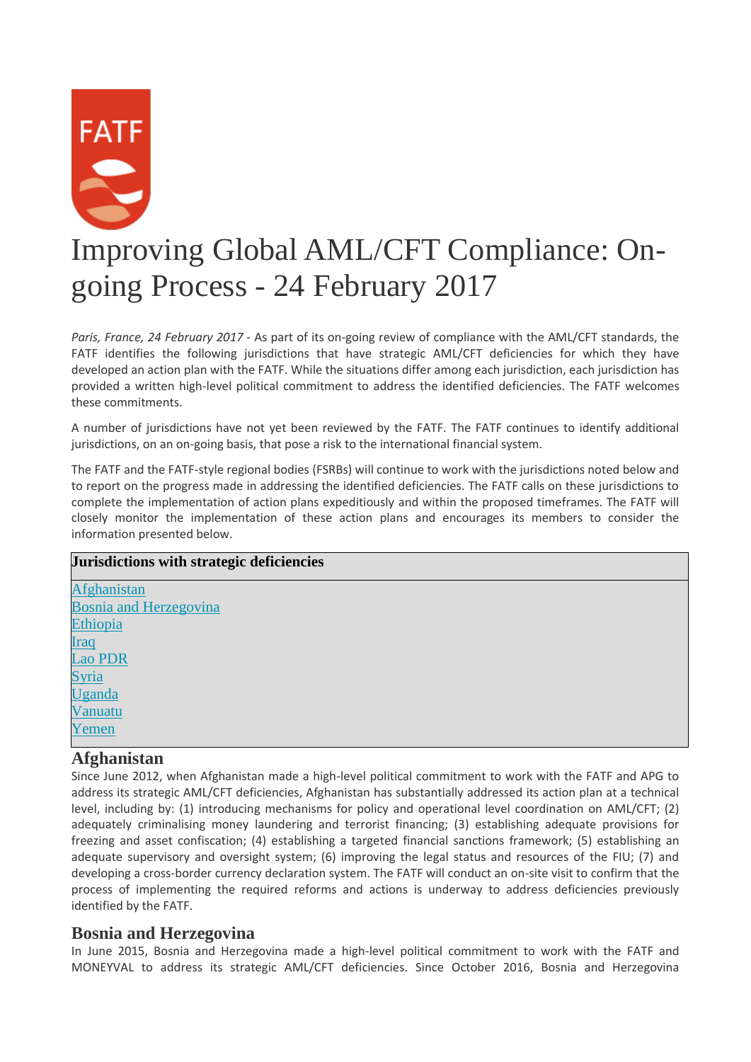# Improving Global AML/CFT Compliance: On-going Process - 24 February 2017

*Paris, France, 24 February 2017* - As part of its on-going review of compliance with the AML/CFT standards, the FATF identifies the following jurisdictions that have strategic AML/CFT deficiencies for which they have developed an action plan with the FATF. While the situations differ among each jurisdiction, each jurisdiction has provided a written high-level political commitment to address the identified deficiencies. The FATF welcomes these commitments.

A number of jurisdictions have not yet been reviewed by the FATF. The FATF continues to identify additional jurisdictions, on an on-going basis, that pose a risk to the international financial system.

The FATF and the FATF-style regional bodies (FSRBs) will continue to work with the jurisdictions noted below and to report on the progress made in addressing the identified deficiencies. The FATF calls on these jurisdictions to complete the implementation of action plans expeditiously and within the proposed timeframes. The FATF will closely monitor the implementation of these action plans and encourages its members to consider the information presented below.

| Jurisdictions with strategic deficiencies |
| --- |
| Afghanistan<br>Bosnia and Herzegovina<br>Ethiopia<br>Iraq<br>Lao PDR<br>Syria<br>Uganda<br>Vanuatu<br>Yemen |

## Afghanistan

Since June 2012, when Afghanistan made a high-level political commitment to work with the FATF and APG to address its strategic AML/CFT deficiencies, Afghanistan has substantially addressed its action plan at a technical level, including by: (1) introducing mechanisms for policy and operational level coordination on AML/CFT; (2) adequately criminalising money laundering and terrorist financing; (3) establishing adequate provisions for freezing and asset confiscation; (4) establishing a targeted financial sanctions framework; (5) establishing an adequate supervisory and oversight system; (6) improving the legal status and resources of the FIU; (7) and developing a cross-border currency declaration system. The FATF will conduct an on-site visit to confirm that the process of implementing the required reforms and actions is underway to address deficiencies previously identified by the FATF.

## Bosnia and Herzegovina

In June 2015, Bosnia and Herzegovina made a high-level political commitment to work with the FATF and MONEYVAL to address its strategic AML/CFT deficiencies. Since October 2016, Bosnia and Herzegovina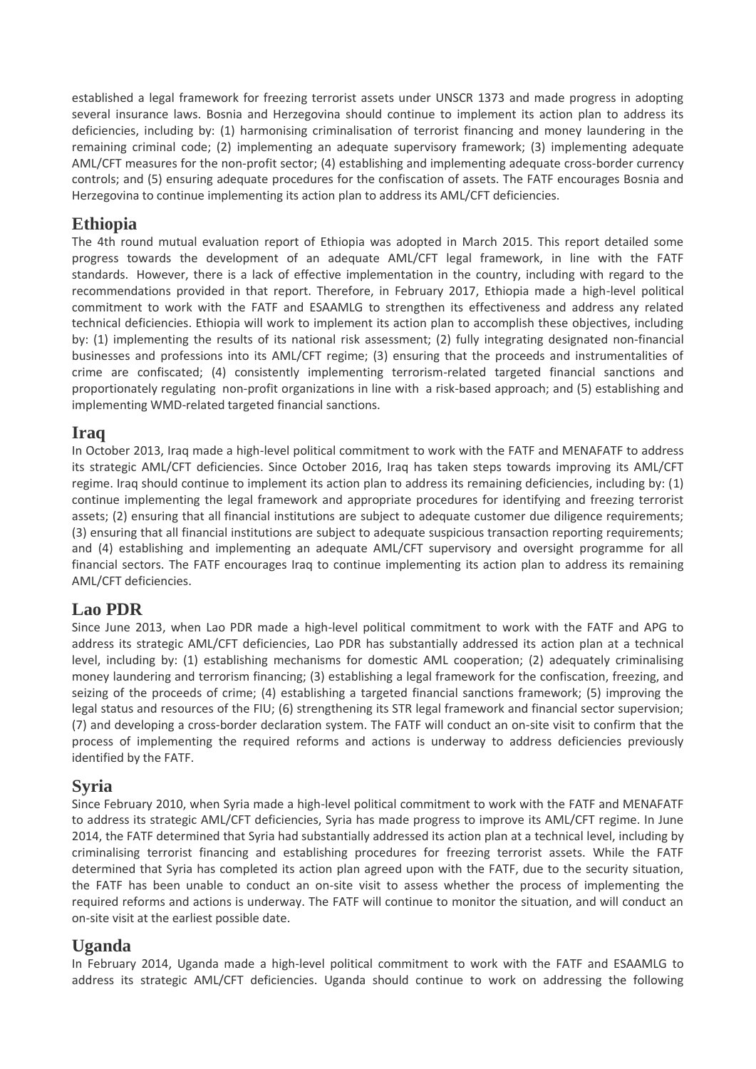established a legal framework for freezing terrorist assets under UNSCR 1373 and made progress in adopting several insurance laws. Bosnia and Herzegovina should continue to implement its action plan to address its deficiencies, including by: (1) harmonising criminalisation of terrorist financing and money laundering in the remaining criminal code; (2) implementing an adequate supervisory framework; (3) implementing adequate AML/CFT measures for the non-profit sector; (4) establishing and implementing adequate cross-border currency controls; and (5) ensuring adequate procedures for the confiscation of assets. The FATF encourages Bosnia and Herzegovina to continue implementing its action plan to address its AML/CFT deficiencies.

## Ethiopia

The 4th round mutual evaluation report of Ethiopia was adopted in March 2015. This report detailed some progress towards the development of an adequate AML/CFT legal framework, in line with the FATF standards. However, there is a lack of effective implementation in the country, including with regard to the recommendations provided in that report. Therefore, in February 2017, Ethiopia made a high-level political commitment to work with the FATF and ESAAMLG to strengthen its effectiveness and address any related technical deficiencies. Ethiopia will work to implement its action plan to accomplish these objectives, including by: (1) implementing the results of its national risk assessment; (2) fully integrating designated non-financial businesses and professions into its AML/CFT regime; (3) ensuring that the proceeds and instrumentalities of crime are confiscated; (4) consistently implementing terrorism-related targeted financial sanctions and proportionately regulating non-profit organizations in line with a risk-based approach; and (5) establishing and implementing WMD-related targeted financial sanctions.

## Iraq

In October 2013, Iraq made a high-level political commitment to work with the FATF and MENAFATF to address its strategic AML/CFT deficiencies. Since October 2016, Iraq has taken steps towards improving its AML/CFT regime. Iraq should continue to implement its action plan to address its remaining deficiencies, including by: (1) continue implementing the legal framework and appropriate procedures for identifying and freezing terrorist assets; (2) ensuring that all financial institutions are subject to adequate customer due diligence requirements; (3) ensuring that all financial institutions are subject to adequate suspicious transaction reporting requirements; and (4) establishing and implementing an adequate AML/CFT supervisory and oversight programme for all financial sectors. The FATF encourages Iraq to continue implementing its action plan to address its remaining AML/CFT deficiencies.

## Lao PDR

Since June 2013, when Lao PDR made a high-level political commitment to work with the FATF and APG to address its strategic AML/CFT deficiencies, Lao PDR has substantially addressed its action plan at a technical level, including by: (1) establishing mechanisms for domestic AML cooperation; (2) adequately criminalising money laundering and terrorism financing; (3) establishing a legal framework for the confiscation, freezing, and seizing of the proceeds of crime; (4) establishing a targeted financial sanctions framework; (5) improving the legal status and resources of the FIU; (6) strengthening its STR legal framework and financial sector supervision; (7) and developing a cross-border declaration system. The FATF will conduct an on-site visit to confirm that the process of implementing the required reforms and actions is underway to address deficiencies previously identified by the FATF.

## Syria

Since February 2010, when Syria made a high-level political commitment to work with the FATF and MENAFATF to address its strategic AML/CFT deficiencies, Syria has made progress to improve its AML/CFT regime. In June 2014, the FATF determined that Syria had substantially addressed its action plan at a technical level, including by criminalising terrorist financing and establishing procedures for freezing terrorist assets. While the FATF determined that Syria has completed its action plan agreed upon with the FATF, due to the security situation, the FATF has been unable to conduct an on-site visit to assess whether the process of implementing the required reforms and actions is underway. The FATF will continue to monitor the situation, and will conduct an on-site visit at the earliest possible date.

## Uganda

In February 2014, Uganda made a high-level political commitment to work with the FATF and ESAAMLG to address its strategic AML/CFT deficiencies. Uganda should continue to work on addressing the following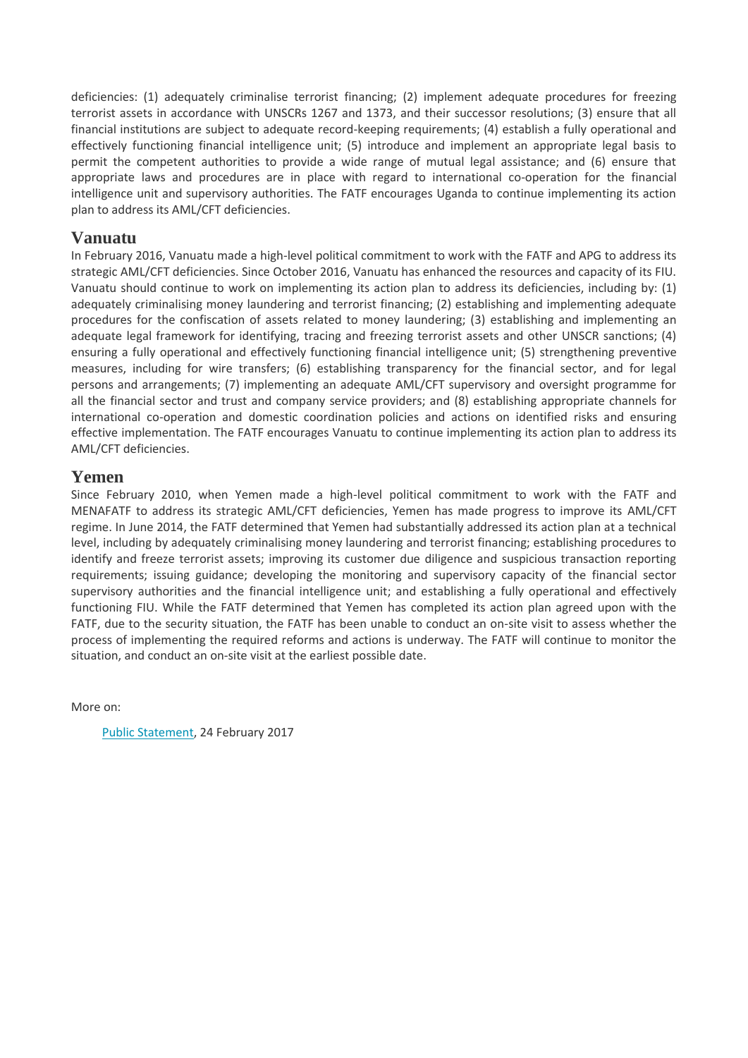deficiencies: (1) adequately criminalise terrorist financing; (2) implement adequate procedures for freezing terrorist assets in accordance with UNSCRs 1267 and 1373, and their successor resolutions; (3) ensure that all financial institutions are subject to adequate record-keeping requirements; (4) establish a fully operational and effectively functioning financial intelligence unit; (5) introduce and implement an appropriate legal basis to permit the competent authorities to provide a wide range of mutual legal assistance; and (6) ensure that appropriate laws and procedures are in place with regard to international co-operation for the financial intelligence unit and supervisory authorities. The FATF encourages Uganda to continue implementing its action plan to address its AML/CFT deficiencies.

## Vanuatu

In February 2016, Vanuatu made a high-level political commitment to work with the FATF and APG to address its strategic AML/CFT deficiencies. Since October 2016, Vanuatu has enhanced the resources and capacity of its FIU. Vanuatu should continue to work on implementing its action plan to address its deficiencies, including by: (1) adequately criminalising money laundering and terrorist financing; (2) establishing and implementing adequate procedures for the confiscation of assets related to money laundering; (3) establishing and implementing an adequate legal framework for identifying, tracing and freezing terrorist assets and other UNSCR sanctions; (4) ensuring a fully operational and effectively functioning financial intelligence unit; (5) strengthening preventive measures, including for wire transfers; (6) establishing transparency for the financial sector, and for legal persons and arrangements; (7) implementing an adequate AML/CFT supervisory and oversight programme for all the financial sector and trust and company service providers; and (8) establishing appropriate channels for international co-operation and domestic coordination policies and actions on identified risks and ensuring effective implementation. The FATF encourages Vanuatu to continue implementing its action plan to address its AML/CFT deficiencies.

## Yemen

Since February 2010, when Yemen made a high-level political commitment to work with the FATF and MENAFATF to address its strategic AML/CFT deficiencies, Yemen has made progress to improve its AML/CFT regime. In June 2014, the FATF determined that Yemen had substantially addressed its action plan at a technical level, including by adequately criminalising money laundering and terrorist financing; establishing procedures to identify and freeze terrorist assets; improving its customer due diligence and suspicious transaction reporting requirements; issuing guidance; developing the monitoring and supervisory capacity of the financial sector supervisory authorities and the financial intelligence unit; and establishing a fully operational and effectively functioning FIU. While the FATF determined that Yemen has completed its action plan agreed upon with the FATF, due to the security situation, the FATF has been unable to conduct an on-site visit to assess whether the process of implementing the required reforms and actions is underway. The FATF will continue to monitor the situation, and conduct an on-site visit at the earliest possible date.

More on:

- Public Statement, 24 February 2017